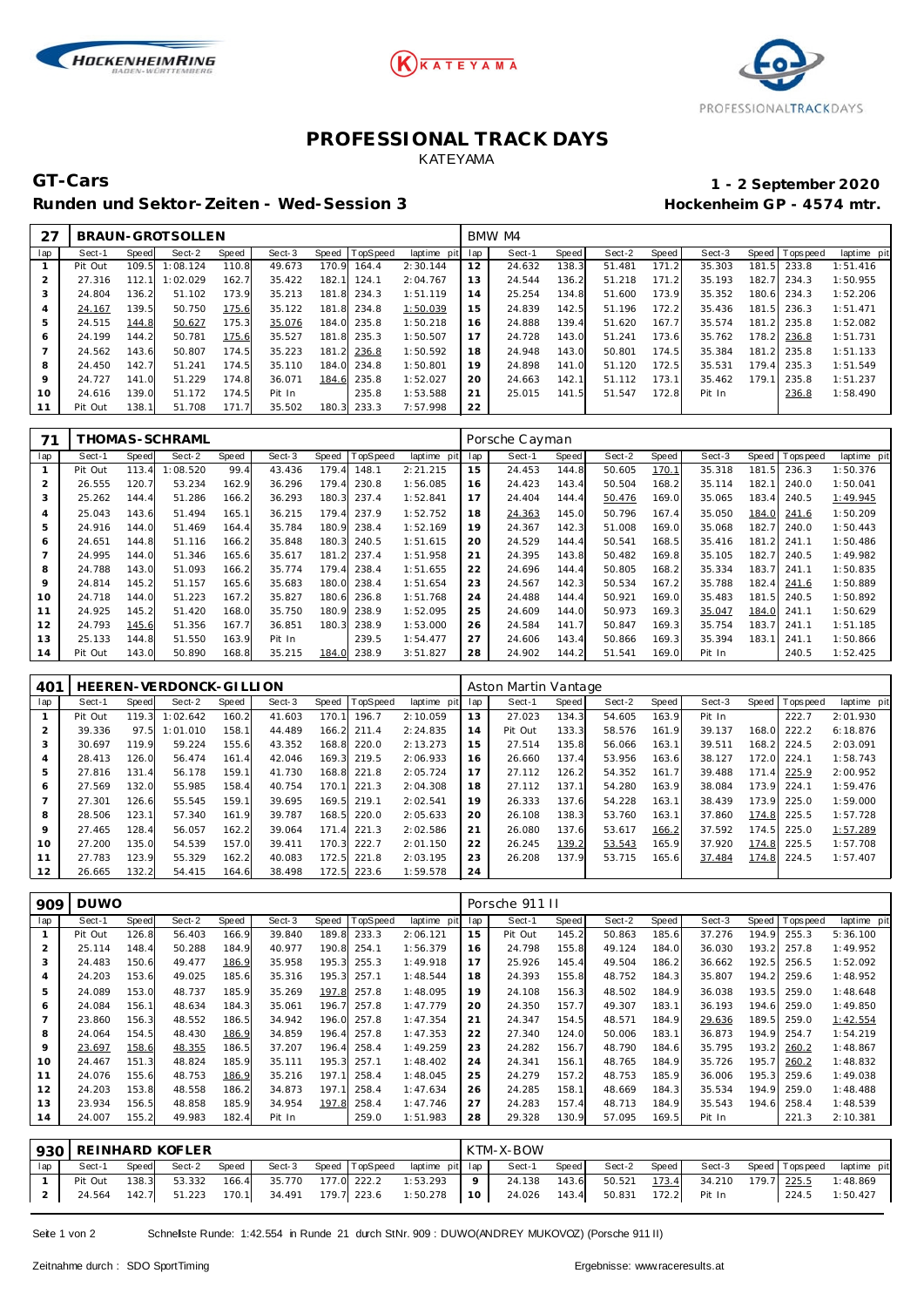# PROFESSIONAL TRACK DAYS

KATEYAMA

## GT-Cars

**Runden und Sektor-Zeiten - Wed-Session 3**

**1 - 2 September 2020**

**Hockenheim GP - 4574 mtr.**

| 27 | BRAUN-GROTSOLLEN | | | | | | | | BMW M4 | | | | | | | | |
|---|---|---|---|---|---|---|---|---|---|---|---|---|---|---|---|---|---|
| lap | Sect-1 | Speed | Sect-2 | Speed | Sect-3 | Speed | TopSpeed | laptime pit | lap | Sect-1 | Speed | Sect-2 | Speed | Sect-3 | Speed | Topspeed | laptime pit |
| 1 | Pit Out | 109.5 | 1:08.124 | 110.8 | 49.673 | 170.9 | 164.4 | 2:30.144 | 12 | 24.632 | 138.3 | 51.481 | 171.2 | 35.303 | 181.5 | 233.8 | 1:51.416 |
| 2 | 27.316 | 112.1 | 1:02.029 | 162.7 | 35.422 | 182.1 | 124.1 | 2:04.767 | 13 | 24.544 | 136.2 | 51.218 | 171.2 | 35.193 | 182.7 | 234.3 | 1:50.955 |
| 3 | 24.804 | 136.2 | 51.102 | 173.9 | 35.213 | 181.8 | 234.3 | 1:51.119 | 14 | 25.254 | 134.8 | 51.600 | 173.9 | 35.352 | 180.6 | 234.3 | 1:52.206 |
| 4 | 24.167 | 139.5 | 50.750 | 175.6 | 35.122 | 181.8 | 234.8 | 1:50.039 | 15 | 24.839 | 142.5 | 51.196 | 172.2 | 35.436 | 181.5 | 236.3 | 1:51.471 |
| 5 | 24.515 | 144.8 | 50.627 | 175.3 | 35.076 | 184.0 | 235.8 | 1:50.218 | 16 | 24.888 | 139.4 | 51.620 | 167.7 | 35.574 | 181.2 | 235.8 | 1:52.082 |
| 6 | 24.199 | 144.2 | 50.781 | 175.6 | 35.527 | 181.8 | 235.3 | 1:50.507 | 17 | 24.728 | 143.0 | 51.241 | 173.6 | 35.762 | 178.2 | 236.8 | 1:51.731 |
| 7 | 24.562 | 143.6 | 50.807 | 174.5 | 35.223 | 181.2 | 236.8 | 1:50.592 | 18 | 24.948 | 143.0 | 50.801 | 174.5 | 35.384 | 181.2 | 235.8 | 1:51.133 |
| 8 | 24.450 | 142.7 | 51.241 | 174.5 | 35.110 | 184.0 | 234.8 | 1:50.801 | 19 | 24.898 | 141.0 | 51.120 | 172.5 | 35.531 | 179.4 | 235.3 | 1:51.549 |
| 9 | 24.727 | 141.0 | 51.229 | 174.8 | 36.071 | 184.6 | 235.8 | 1:52.027 | 20 | 24.663 | 142.1 | 51.112 | 173.1 | 35.462 | 179.1 | 235.8 | 1:51.237 |
| 10 | 24.616 | 139.0 | 51.172 | 174.5 | Pit In | | 235.8 | 1:53.588 | 21 | 25.015 | 141.5 | 51.547 | 172.8 | Pit In | | 236.8 | 1:58.490 |
| 11 | Pit Out | 138.1 | 51.708 | 171.7 | 35.502 | 180.3 | 233.3 | 7:57.998 | 22 | | | | | | | | |

| 71 | THOMAS-SCHRAML | | | | | | | | Porsche Cayman | | | | | | | | |
|---|---|---|---|---|---|---|---|---|---|---|---|---|---|---|---|---|---|
| lap | Sect-1 | Speed | Sect-2 | Speed | Sect-3 | Speed | TopSpeed | laptime pit | lap | Sect-1 | Speed | Sect-2 | Speed | Sect-3 | Speed | Topspeed | laptime pit |
| 1 | Pit Out | 113.4 | 1:08.520 | 99.4 | 43.436 | 179.4 | 148.1 | 2:21.215 | 15 | 24.453 | 144.8 | 50.605 | 170.1 | 35.318 | 181.5 | 236.3 | 1:50.376 |
| 2 | 26.555 | 120.7 | 53.234 | 162.9 | 36.296 | 179.4 | 230.8 | 1:56.085 | 16 | 24.423 | 143.4 | 50.504 | 168.2 | 35.114 | 182.1 | 240.0 | 1:50.041 |
| 3 | 25.262 | 144.4 | 51.286 | 166.2 | 36.293 | 180.3 | 237.4 | 1:52.841 | 17 | 24.404 | 144.4 | 50.476 | 169.0 | 35.065 | 183.4 | 240.5 | 1:49.945 |
| 4 | 25.043 | 143.6 | 51.494 | 165.1 | 36.215 | 179.4 | 237.9 | 1:52.752 | 18 | 24.363 | 145.0 | 50.796 | 167.4 | 35.050 | 184.0 | 241.6 | 1:50.209 |
| 5 | 24.916 | 144.0 | 51.469 | 164.4 | 35.784 | 180.9 | 238.4 | 1:52.169 | 19 | 24.367 | 142.3 | 51.008 | 169.0 | 35.068 | 182.7 | 240.0 | 1:50.443 |
| 6 | 24.651 | 144.8 | 51.116 | 166.2 | 35.848 | 180.3 | 240.5 | 1:51.615 | 20 | 24.529 | 144.4 | 50.541 | 168.5 | 35.416 | 181.2 | 241.1 | 1:50.486 |
| 7 | 24.995 | 144.0 | 51.346 | 165.6 | 35.617 | 181.2 | 237.4 | 1:51.958 | 21 | 24.395 | 143.8 | 50.482 | 169.8 | 35.105 | 182.7 | 240.5 | 1:49.982 |
| 8 | 24.788 | 143.0 | 51.093 | 166.2 | 35.774 | 179.4 | 238.4 | 1:51.655 | 22 | 24.696 | 144.4 | 50.805 | 168.2 | 35.334 | 183.7 | 241.1 | 1:50.835 |
| 9 | 24.814 | 145.2 | 51.157 | 165.6 | 35.683 | 180.0 | 238.4 | 1:51.654 | 23 | 24.567 | 142.3 | 50.534 | 167.2 | 35.788 | 182.4 | 241.6 | 1:50.889 |
| 10 | 24.718 | 144.0 | 51.223 | 167.2 | 35.827 | 180.6 | 236.8 | 1:51.768 | 24 | 24.488 | 144.4 | 50.921 | 169.0 | 35.483 | 181.5 | 240.5 | 1:50.892 |
| 11 | 24.925 | 145.2 | 51.420 | 168.0 | 35.750 | 180.9 | 238.9 | 1:52.095 | 25 | 24.609 | 144.0 | 50.973 | 169.3 | 35.047 | 184.0 | 241.1 | 1:50.629 |
| 12 | 24.793 | 145.6 | 51.356 | 167.7 | 36.851 | 180.3 | 238.9 | 1:53.000 | 26 | 24.584 | 141.7 | 50.847 | 169.3 | 35.754 | 183.7 | 241.1 | 1:51.185 |
| 13 | 25.133 | 144.8 | 51.550 | 163.9 | Pit In | | 239.5 | 1:54.477 | 27 | 24.606 | 143.4 | 50.866 | 169.3 | 35.394 | 183.1 | 241.1 | 1:50.866 |
| 14 | Pit Out | 143.0 | 50.890 | 168.8 | 35.215 | 184.0 | 238.9 | 3:51.827 | 28 | 24.902 | 144.2 | 51.541 | 169.0 | Pit In | | 240.5 | 1:52.425 |

| 401 | HEEREN-VERDONCK-GILLION | | | | | | | | Aston Martin Vantage | | | | | | | | |
|---|---|---|---|---|---|---|---|---|---|---|---|---|---|---|---|---|---|
| lap | Sect-1 | Speed | Sect-2 | Speed | Sect-3 | Speed | TopSpeed | laptime pit | lap | Sect-1 | Speed | Sect-2 | Speed | Sect-3 | Speed | Topspeed | laptime pit |
| 1 | Pit Out | 119.3 | 1:02.642 | 160.2 | 41.603 | 170.1 | 196.7 | 2:10.059 | 13 | 27.023 | 134.3 | 54.605 | 163.9 | Pit In | | 222.7 | 2:01.930 |
| 2 | 39.336 | 97.5 | 1:01.010 | 158.1 | 44.489 | 166.2 | 211.4 | 2:24.835 | 14 | Pit Out | 133.3 | 58.576 | 161.9 | 39.137 | 168.0 | 222.2 | 6:18.876 |
| 3 | 30.697 | 119.9 | 59.224 | 155.6 | 43.352 | 168.8 | 220.0 | 2:13.273 | 15 | 27.514 | 135.8 | 56.066 | 163.1 | 39.511 | 168.2 | 224.5 | 2:03.091 |
| 4 | 28.413 | 126.0 | 56.474 | 161.4 | 42.046 | 169.3 | 219.5 | 2:06.933 | 16 | 26.660 | 137.4 | 53.956 | 163.6 | 38.127 | 172.0 | 224.1 | 1:58.743 |
| 5 | 27.816 | 131.4 | 56.178 | 159.1 | 41.730 | 168.8 | 221.8 | 2:05.724 | 17 | 27.112 | 126.2 | 54.352 | 161.7 | 39.488 | 171.4 | 225.9 | 2:00.952 |
| 6 | 27.569 | 132.0 | 55.985 | 158.4 | 40.754 | 170.1 | 221.3 | 2:04.308 | 18 | 27.112 | 137.1 | 54.280 | 163.9 | 38.084 | 173.9 | 224.1 | 1:59.476 |
| 7 | 27.301 | 126.6 | 55.545 | 159.1 | 39.695 | 169.5 | 219.1 | 2:02.541 | 19 | 26.333 | 137.6 | 54.228 | 163.1 | 38.439 | 173.9 | 225.0 | 1:59.000 |
| 8 | 28.506 | 123.1 | 57.340 | 161.9 | 39.787 | 168.5 | 220.0 | 2:05.633 | 20 | 26.108 | 138.3 | 53.760 | 163.1 | 37.860 | 174.8 | 225.5 | 1:57.728 |
| 9 | 27.465 | 128.4 | 56.057 | 162.2 | 39.064 | 171.4 | 221.3 | 2:02.586 | 21 | 26.080 | 137.6 | 53.617 | 166.2 | 37.592 | 174.5 | 225.0 | 1:57.289 |
| 10 | 27.200 | 135.0 | 54.539 | 157.0 | 39.411 | 170.3 | 222.7 | 2:01.150 | 22 | 26.245 | 139.2 | 53.543 | 165.9 | 37.920 | 174.8 | 225.5 | 1:57.708 |
| 11 | 27.783 | 123.9 | 55.329 | 162.2 | 40.083 | 172.5 | 221.8 | 2:03.195 | 23 | 26.208 | 137.9 | 53.715 | 165.6 | 37.484 | 174.8 | 224.5 | 1:57.407 |
| 12 | 26.665 | 132.2 | 54.415 | 164.6 | 38.498 | 172.5 | 223.6 | 1:59.578 | 24 | | | | | | | | |

| 909 | DUWO | | | | | | | | Porsche 911 II | | | | | | | | |
|---|---|---|---|---|---|---|---|---|---|---|---|---|---|---|---|---|---|
| lap | Sect-1 | Speed | Sect-2 | Speed | Sect-3 | Speed | TopSpeed | laptime pit | lap | Sect-1 | Speed | Sect-2 | Speed | Sect-3 | Speed | Topspeed | laptime pit |
| 1 | Pit Out | 126.8 | 56.403 | 166.9 | 39.840 | 189.8 | 233.3 | 2:06.121 | 15 | Pit Out | 145.2 | 50.863 | 185.6 | 37.276 | 194.9 | 255.3 | 5:36.100 |
| 2 | 25.114 | 148.4 | 50.288 | 184.9 | 40.977 | 190.8 | 254.1 | 1:56.379 | 16 | 24.798 | 155.8 | 49.124 | 184.0 | 36.030 | 193.2 | 257.8 | 1:49.952 |
| 3 | 24.483 | 150.6 | 49.477 | 186.9 | 35.958 | 195.3 | 255.3 | 1:49.918 | 17 | 25.926 | 145.4 | 49.504 | 186.2 | 36.662 | 192.5 | 256.5 | 1:52.092 |
| 4 | 24.203 | 153.6 | 49.025 | 185.6 | 35.316 | 195.3 | 257.1 | 1:48.544 | 18 | 24.393 | 155.8 | 48.752 | 184.3 | 35.807 | 194.2 | 259.6 | 1:48.952 |
| 5 | 24.089 | 153.0 | 48.737 | 185.9 | 35.269 | 197.8 | 257.8 | 1:48.095 | 19 | 24.108 | 156.3 | 48.502 | 184.9 | 36.038 | 193.5 | 259.0 | 1:48.648 |
| 6 | 24.084 | 156.1 | 48.634 | 184.3 | 35.061 | 196.7 | 257.8 | 1:47.779 | 20 | 24.350 | 157.7 | 49.307 | 183.1 | 36.193 | 194.6 | 259.0 | 1:49.850 |
| 7 | 23.860 | 156.3 | 48.552 | 186.5 | 34.942 | 196.0 | 257.8 | 1:47.354 | 21 | 24.347 | 154.5 | 48.571 | 184.9 | 29.636 | 189.5 | 259.0 | 1:42.554 |
| 8 | 24.064 | 154.5 | 48.430 | 186.9 | 34.859 | 196.4 | 257.8 | 1:47.353 | 22 | 27.340 | 124.0 | 50.006 | 183.1 | 36.873 | 194.9 | 254.7 | 1:54.219 |
| 9 | 23.697 | 158.6 | 48.355 | 186.5 | 37.207 | 196.4 | 258.4 | 1:49.259 | 23 | 24.282 | 156.7 | 48.790 | 184.6 | 35.795 | 193.2 | 260.2 | 1:48.867 |
| 10 | 24.467 | 151.3 | 48.824 | 185.9 | 35.111 | 195.3 | 257.1 | 1:48.402 | 24 | 24.341 | 156.1 | 48.765 | 184.9 | 35.726 | 195.7 | 260.2 | 1:48.832 |
| 11 | 24.076 | 155.6 | 48.753 | 186.9 | 35.216 | 197.1 | 258.4 | 1:48.045 | 25 | 24.279 | 157.2 | 48.753 | 185.9 | 36.006 | 195.3 | 259.6 | 1:49.038 |
| 12 | 24.203 | 153.8 | 48.558 | 186.2 | 34.873 | 197.1 | 258.4 | 1:47.634 | 26 | 24.285 | 158.1 | 48.669 | 184.3 | 35.534 | 194.9 | 259.0 | 1:48.488 |
| 13 | 23.934 | 156.5 | 48.858 | 185.9 | 34.954 | 197.8 | 258.4 | 1:47.746 | 27 | 24.283 | 157.4 | 48.713 | 184.9 | 35.543 | 194.6 | 258.4 | 1:48.539 |
| 14 | 24.007 | 155.2 | 49.983 | 182.4 | Pit In | | 259.0 | 1:51.983 | 28 | 29.328 | 130.9 | 57.095 | 169.5 | Pit In | | 221.3 | 2:10.381 |

| 930 | REINHARD KOFLER | | | | | | | | KTM-X-BOW | | | | | | | | |
|---|---|---|---|---|---|---|---|---|---|---|---|---|---|---|---|---|---|
| lap | Sect-1 | Speed | Sect-2 | Speed | Sect-3 | Speed | TopSpeed | laptime pit | lap | Sect-1 | Speed | Sect-2 | Speed | Sect-3 | Speed | Topspeed | laptime pit |
| 1 | Pit Out | 138.3 | 53.332 | 166.4 | 35.770 | 177.0 | 222.2 | 1:53.293 | 9 | 24.138 | 143.6 | 50.521 | 173.4 | 34.210 | 179.7 | 225.5 | 1:48.869 |
| 2 | 24.564 | 142.7 | 51.223 | 170.1 | 34.491 | 179.7 | 223.6 | 1:50.278 | 10 | 24.026 | 143.4 | 50.831 | 172.2 | Pit In | | 224.5 | 1:50.427 |

Schnellste Runde: 1:42.554 in Runde 21 durch StNr. 909 : DUWO(ANDREY MUKOVOZ) (Porsche 911 II)

Zeitnahme durch : SDO SportTiming

Ergebnisse: www.raceresults.at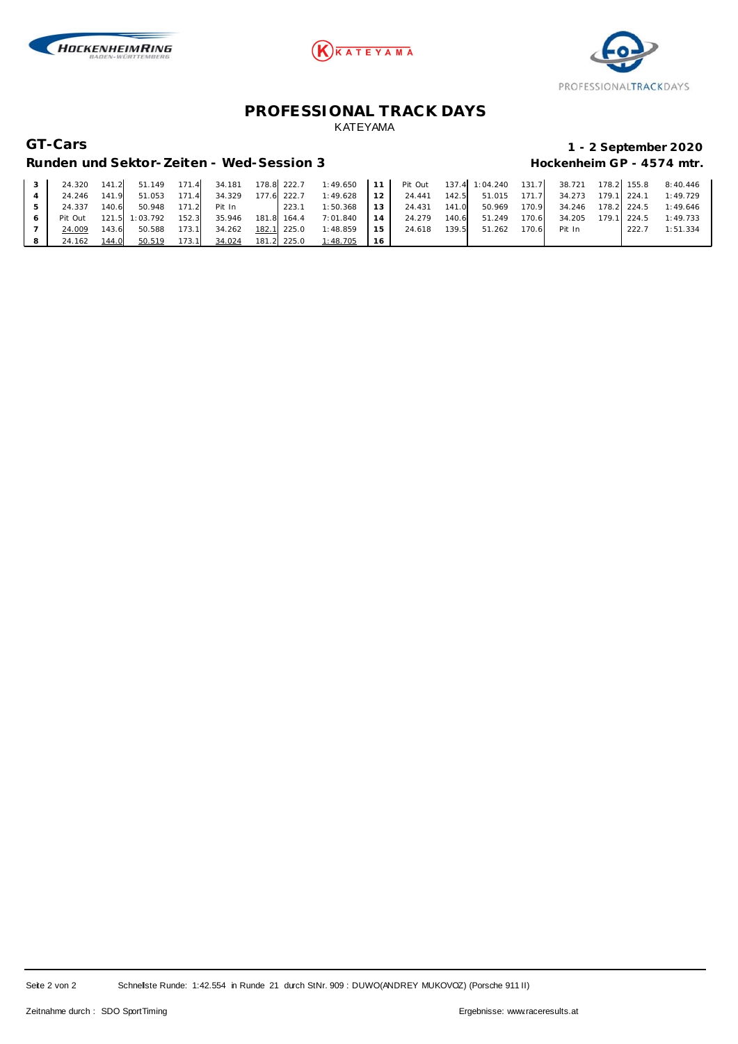# PROFESSIONAL TRACK DAYS

KATEYAMA

## GT-Cars

**1 - 2 September 2020**

**Runden und Sektor-Zeiten - Wed-Session 3**

**Hockenheim GP - 4574 mtr.**

| | | | | | | | | | | | | | | | | | | |
|---|---|---|---|---|---|---|---|---|---|---|---|---|---|---|---|---|---|---|
| 3 | 24.320 | 141.2 | 51.149 | 171.4 | 34.181 | 178.8 | 222.7 | 1:49.650 | 11 | Pit Out | 137.4 | 1:04.240 | 131.7 | 38.721 | 178.2 | 155.8 | 8:40.446 |
| 4 | 24.246 | 141.9 | 51.053 | 171.4 | 34.329 | 177.6 | 222.7 | 1:49.628 | 12 | 24.441 | 142.5 | 51.015 | 171.7 | 34.273 | 179.1 | 224.1 | 1:49.729 |
| 5 | 24.337 | 140.6 | 50.948 | 171.2 | Pit In | | 223.1 | 1:50.368 | 13 | 24.431 | 141.0 | 50.969 | 170.9 | 34.246 | 178.2 | 224.5 | 1:49.646 |
| 6 | Pit Out | 121.5 | 1:03.792 | 152.3 | 35.946 | 181.8 | 164.4 | 7:01.840 | 14 | 24.279 | 140.6 | 51.249 | 170.6 | 34.205 | 179.1 | 224.5 | 1:49.733 |
| 7 | 24.009 | 143.6 | 50.588 | 173.1 | 34.262 | 182.1 | 225.0 | 1:48.859 | 15 | 24.618 | 139.5 | 51.262 | 170.6 | Pit In | | 222.7 | 1:51.334 |
| 8 | 24.162 | 144.0 | 50.519 | 173.1 | 34.024 | 181.2 | 225.0 | 1:48.705 | 16 | | | | | | | | |

Schnellste Runde: 1:42.554 in Runde 21 durch StNr. 909 : DUWO(ANDREY MUKOVOZ) (Porsche 911 II)

Zeitnahme durch : SDO SportTiming

Ergebnisse: www.raceresults.at